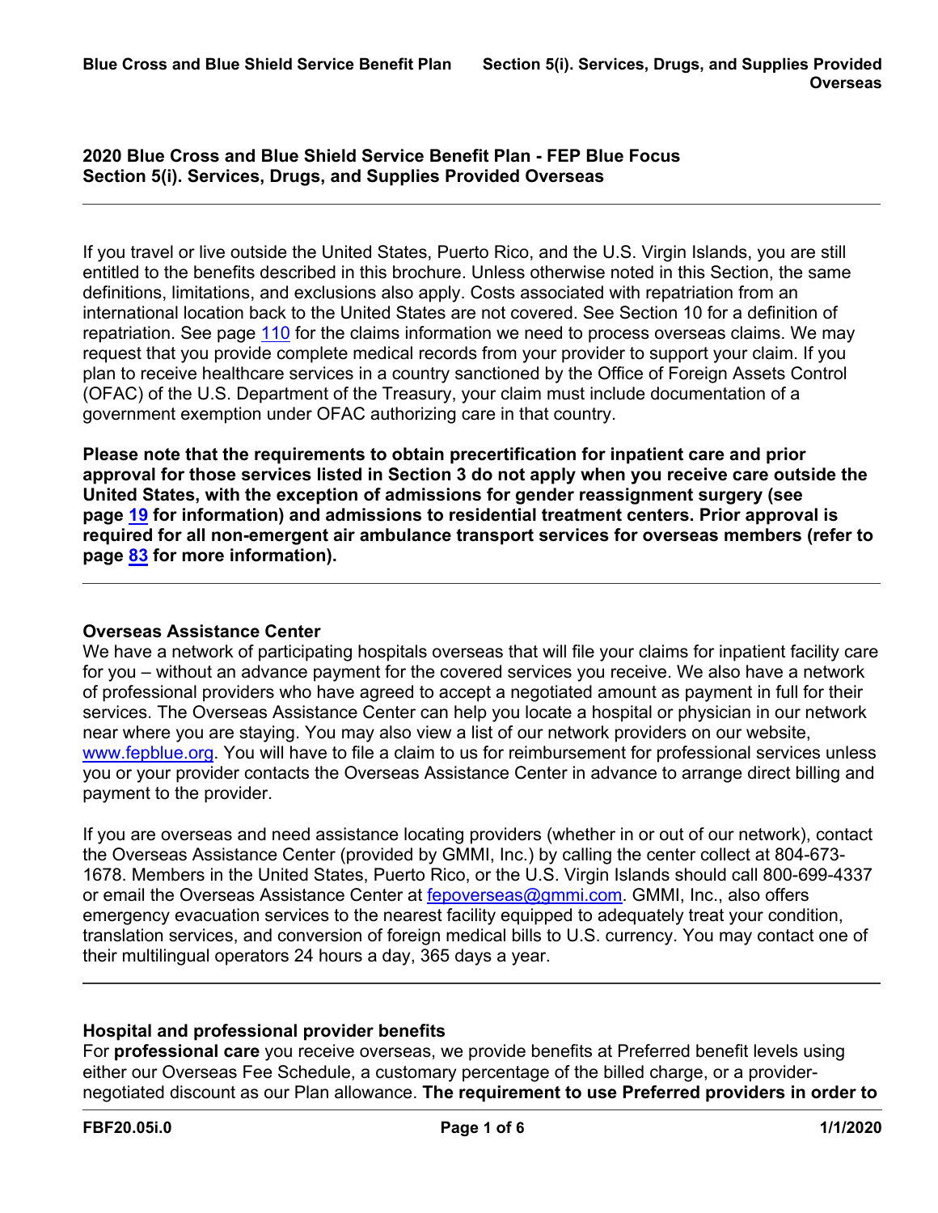## 2020 Blue Cross and Blue Shield Service Benefit Plan - FEP Blue Focus
## Section 5(i). Services, Drugs, and Supplies Provided Overseas

If you travel or live outside the United States, Puerto Rico, and the U.S. Virgin Islands, you are still entitled to the benefits described in this brochure. Unless otherwise noted in this Section, the same definitions, limitations, and exclusions also apply. Costs associated with repatriation from an international location back to the United States are not covered. See Section 10 for a definition of repatriation. See page 110 for the claims information we need to process overseas claims. We may request that you provide complete medical records from your provider to support your claim. If you plan to receive healthcare services in a country sanctioned by the Office of Foreign Assets Control (OFAC) of the U.S. Department of the Treasury, your claim must include documentation of a government exemption under OFAC authorizing care in that country.

**Please note that the requirements to obtain precertification for inpatient care and prior approval for those services listed in Section 3 do not apply when you receive care outside the United States, with the exception of admissions for gender reassignment surgery (see page 19 for information) and admissions to residential treatment centers. Prior approval is required for all non-emergent air ambulance transport services for overseas members (refer to page 83 for more information).**

### Overseas Assistance Center

We have a network of participating hospitals overseas that will file your claims for inpatient facility care for you – without an advance payment for the covered services you receive. We also have a network of professional providers who have agreed to accept a negotiated amount as payment in full for their services. The Overseas Assistance Center can help you locate a hospital or physician in our network near where you are staying. You may also view a list of our network providers on our website, www.fepblue.org. You will have to file a claim to us for reimbursement for professional services unless you or your provider contacts the Overseas Assistance Center in advance to arrange direct billing and payment to the provider.

If you are overseas and need assistance locating providers (whether in or out of our network), contact the Overseas Assistance Center (provided by GMMI, Inc.) by calling the center collect at 804-673-1678. Members in the United States, Puerto Rico, or the U.S. Virgin Islands should call 800-699-4337 or email the Overseas Assistance Center at fepoverseas@gmmi.com. GMMI, Inc., also offers emergency evacuation services to the nearest facility equipped to adequately treat your condition, translation services, and conversion of foreign medical bills to U.S. currency. You may contact one of their multilingual operators 24 hours a day, 365 days a year.

### Hospital and professional provider benefits

For **professional care** you receive overseas, we provide benefits at Preferred benefit levels using either our Overseas Fee Schedule, a customary percentage of the billed charge, or a provider-negotiated discount as our Plan allowance. **The requirement to use Preferred providers in order to**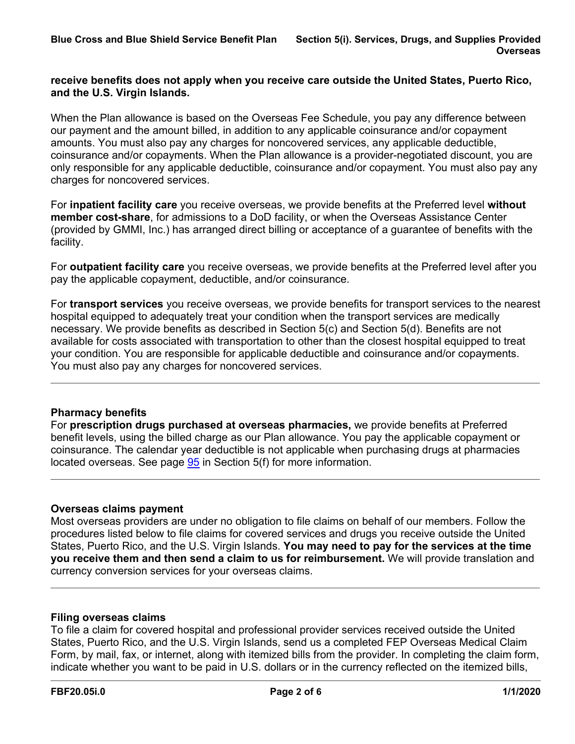**receive benefits does not apply when you receive care outside the United States, Puerto Rico, and the U.S. Virgin Islands.**

When the Plan allowance is based on the Overseas Fee Schedule, you pay any difference between our payment and the amount billed, in addition to any applicable coinsurance and/or copayment amounts. You must also pay any charges for noncovered services, any applicable deductible, coinsurance and/or copayments. When the Plan allowance is a provider-negotiated discount, you are only responsible for any applicable deductible, coinsurance and/or copayment. You must also pay any charges for noncovered services.

For **inpatient facility care** you receive overseas, we provide benefits at the Preferred level **without member cost-share**, for admissions to a DoD facility, or when the Overseas Assistance Center (provided by GMMI, Inc.) has arranged direct billing or acceptance of a guarantee of benefits with the facility.

For **outpatient facility care** you receive overseas, we provide benefits at the Preferred level after you pay the applicable copayment, deductible, and/or coinsurance.

For **transport services** you receive overseas, we provide benefits for transport services to the nearest hospital equipped to adequately treat your condition when the transport services are medically necessary. We provide benefits as described in Section 5(c) and Section 5(d). Benefits are not available for costs associated with transportation to other than the closest hospital equipped to treat your condition. You are responsible for applicable deductible and coinsurance and/or copayments. You must also pay any charges for noncovered services.

---

### Pharmacy benefits

For **prescription drugs purchased at overseas pharmacies,** we provide benefits at Preferred benefit levels, using the billed charge as our Plan allowance. You pay the applicable copayment or coinsurance. The calendar year deductible is not applicable when purchasing drugs at pharmacies located overseas. See page 95 in Section 5(f) for more information.

---

### Overseas claims payment

Most overseas providers are under no obligation to file claims on behalf of our members. Follow the procedures listed below to file claims for covered services and drugs you receive outside the United States, Puerto Rico, and the U.S. Virgin Islands. **You may need to pay for the services at the time you receive them and then send a claim to us for reimbursement.** We will provide translation and currency conversion services for your overseas claims.

---

### Filing overseas claims

To file a claim for covered hospital and professional provider services received outside the United States, Puerto Rico, and the U.S. Virgin Islands, send us a completed FEP Overseas Medical Claim Form, by mail, fax, or internet, along with itemized bills from the provider. In completing the claim form, indicate whether you want to be paid in U.S. dollars or in the currency reflected on the itemized bills,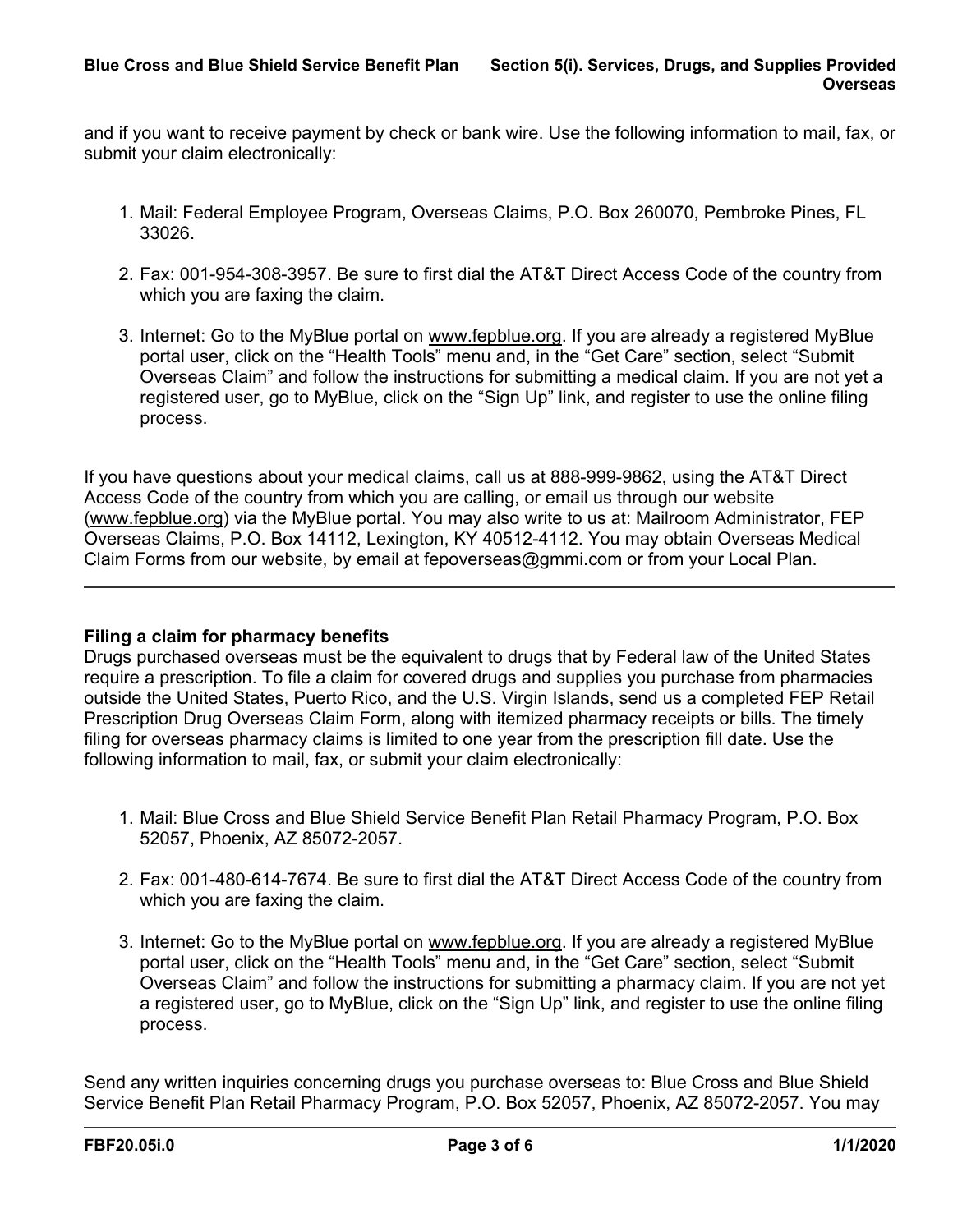and if you want to receive payment by check or bank wire. Use the following information to mail, fax, or submit your claim electronically:

1. Mail: Federal Employee Program, Overseas Claims, P.O. Box 260070, Pembroke Pines, FL 33026.
2. Fax: 001-954-308-3957. Be sure to first dial the AT&T Direct Access Code of the country from which you are faxing the claim.
3. Internet: Go to the MyBlue portal on www.fepblue.org. If you are already a registered MyBlue portal user, click on the "Health Tools" menu and, in the "Get Care" section, select "Submit Overseas Claim" and follow the instructions for submitting a medical claim. If you are not yet a registered user, go to MyBlue, click on the "Sign Up" link, and register to use the online filing process.

If you have questions about your medical claims, call us at 888-999-9862, using the AT&T Direct Access Code of the country from which you are calling, or email us through our website (www.fepblue.org) via the MyBlue portal. You may also write to us at: Mailroom Administrator, FEP Overseas Claims, P.O. Box 14112, Lexington, KY 40512-4112. You may obtain Overseas Medical Claim Forms from our website, by email at fepoverseas@gmmi.com or from your Local Plan.

---

**Filing a claim for pharmacy benefits**

Drugs purchased overseas must be the equivalent to drugs that by Federal law of the United States require a prescription. To file a claim for covered drugs and supplies you purchase from pharmacies outside the United States, Puerto Rico, and the U.S. Virgin Islands, send us a completed FEP Retail Prescription Drug Overseas Claim Form, along with itemized pharmacy receipts or bills. The timely filing for overseas pharmacy claims is limited to one year from the prescription fill date. Use the following information to mail, fax, or submit your claim electronically:

1. Mail: Blue Cross and Blue Shield Service Benefit Plan Retail Pharmacy Program, P.O. Box 52057, Phoenix, AZ 85072-2057.
2. Fax: 001-480-614-7674. Be sure to first dial the AT&T Direct Access Code of the country from which you are faxing the claim.
3. Internet: Go to the MyBlue portal on www.fepblue.org. If you are already a registered MyBlue portal user, click on the "Health Tools" menu and, in the "Get Care" section, select "Submit Overseas Claim" and follow the instructions for submitting a pharmacy claim. If you are not yet a registered user, go to MyBlue, click on the "Sign Up" link, and register to use the online filing process.

Send any written inquiries concerning drugs you purchase overseas to: Blue Cross and Blue Shield Service Benefit Plan Retail Pharmacy Program, P.O. Box 52057, Phoenix, AZ 85072-2057. You may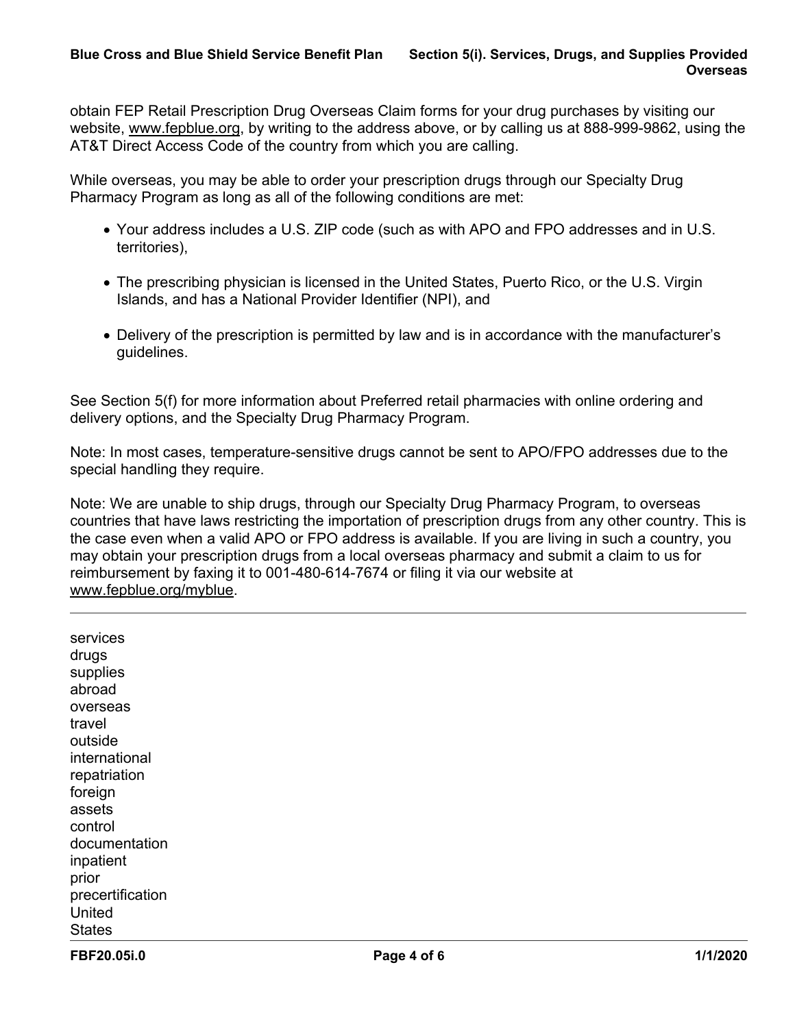obtain FEP Retail Prescription Drug Overseas Claim forms for your drug purchases by visiting our website, www.fepblue.org, by writing to the address above, or by calling us at 888-999-9862, using the AT&T Direct Access Code of the country from which you are calling.

While overseas, you may be able to order your prescription drugs through our Specialty Drug Pharmacy Program as long as all of the following conditions are met:

- Your address includes a U.S. ZIP code (such as with APO and FPO addresses and in U.S. territories),
- The prescribing physician is licensed in the United States, Puerto Rico, or the U.S. Virgin Islands, and has a National Provider Identifier (NPI), and
- Delivery of the prescription is permitted by law and is in accordance with the manufacturer's guidelines.

See Section 5(f) for more information about Preferred retail pharmacies with online ordering and delivery options, and the Specialty Drug Pharmacy Program.

Note: In most cases, temperature-sensitive drugs cannot be sent to APO/FPO addresses due to the special handling they require.

Note: We are unable to ship drugs, through our Specialty Drug Pharmacy Program, to overseas countries that have laws restricting the importation of prescription drugs from any other country. This is the case even when a valid APO or FPO address is available. If you are living in such a country, you may obtain your prescription drugs from a local overseas pharmacy and submit a claim to us for reimbursement by faxing it to 001-480-614-7674 or filing it via our website at www.fepblue.org/myblue.

---

services
drugs
supplies
abroad
overseas
travel
outside
international
repatriation
foreign
assets
control
documentation
inpatient
prior
precertification
United
States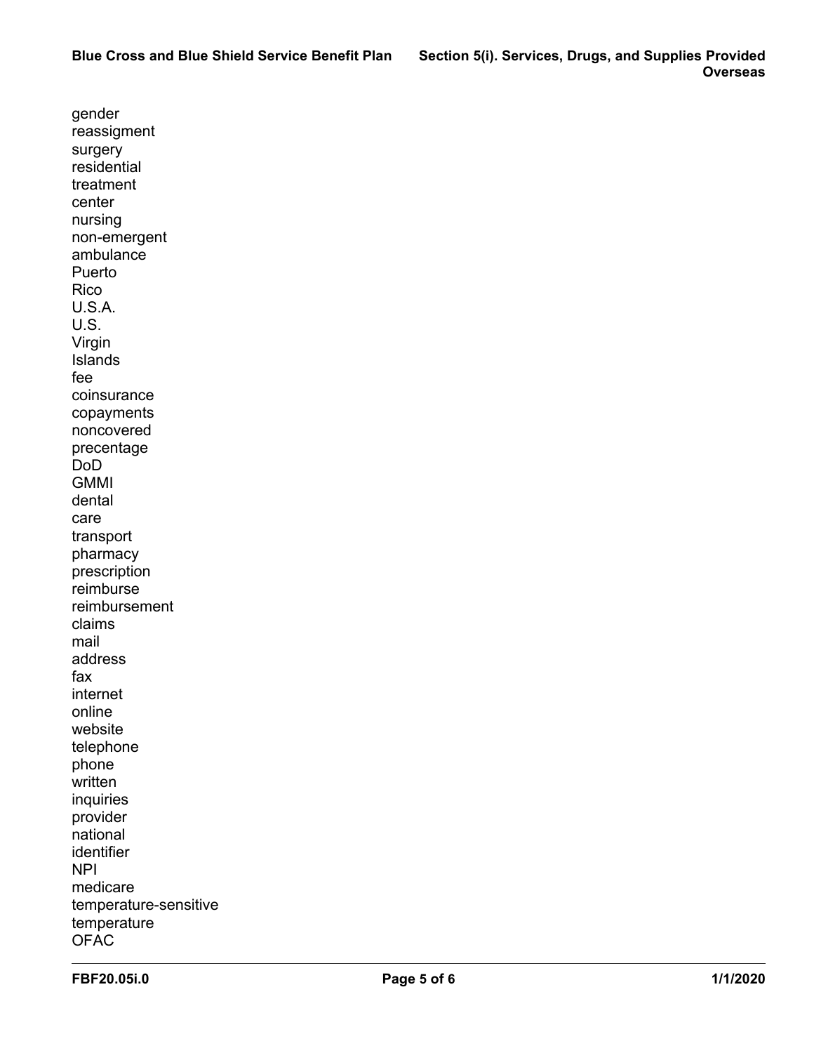gender
reassigment
surgery
residential
treatment
center
nursing
non-emergent
ambulance
Puerto
Rico
U.S.A.
U.S.
Virgin
Islands
fee
coinsurance
copayments
noncovered
precentage
DoD
GMMI
dental
care
transport
pharmacy
prescription
reimburse
reimbursement
claims
mail
address
fax
internet
online
website
telephone
phone
written
inquiries
provider
national
identifier
NPI
medicare
temperature-sensitive
temperature
OFAC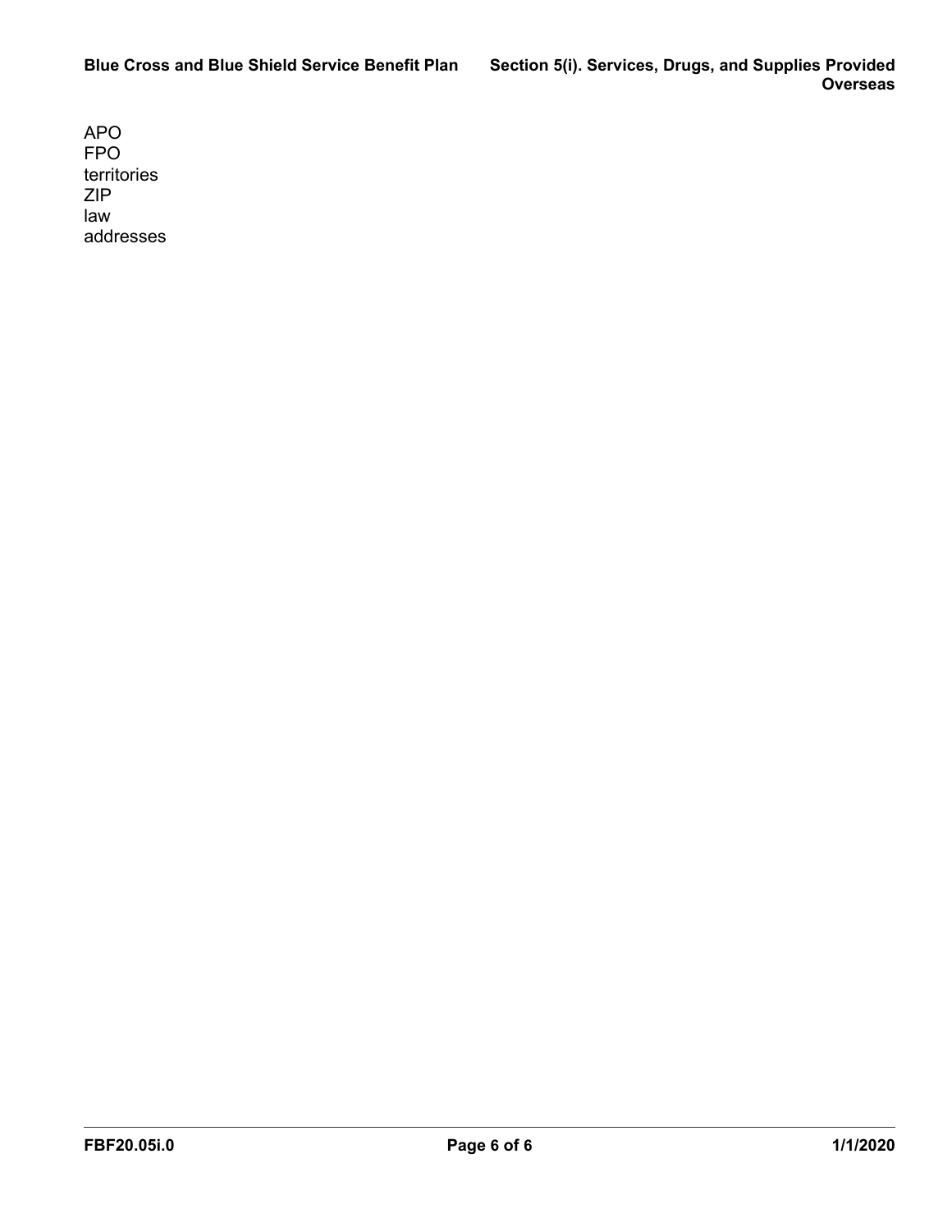APO
FPO
territories
ZIP
law
addresses